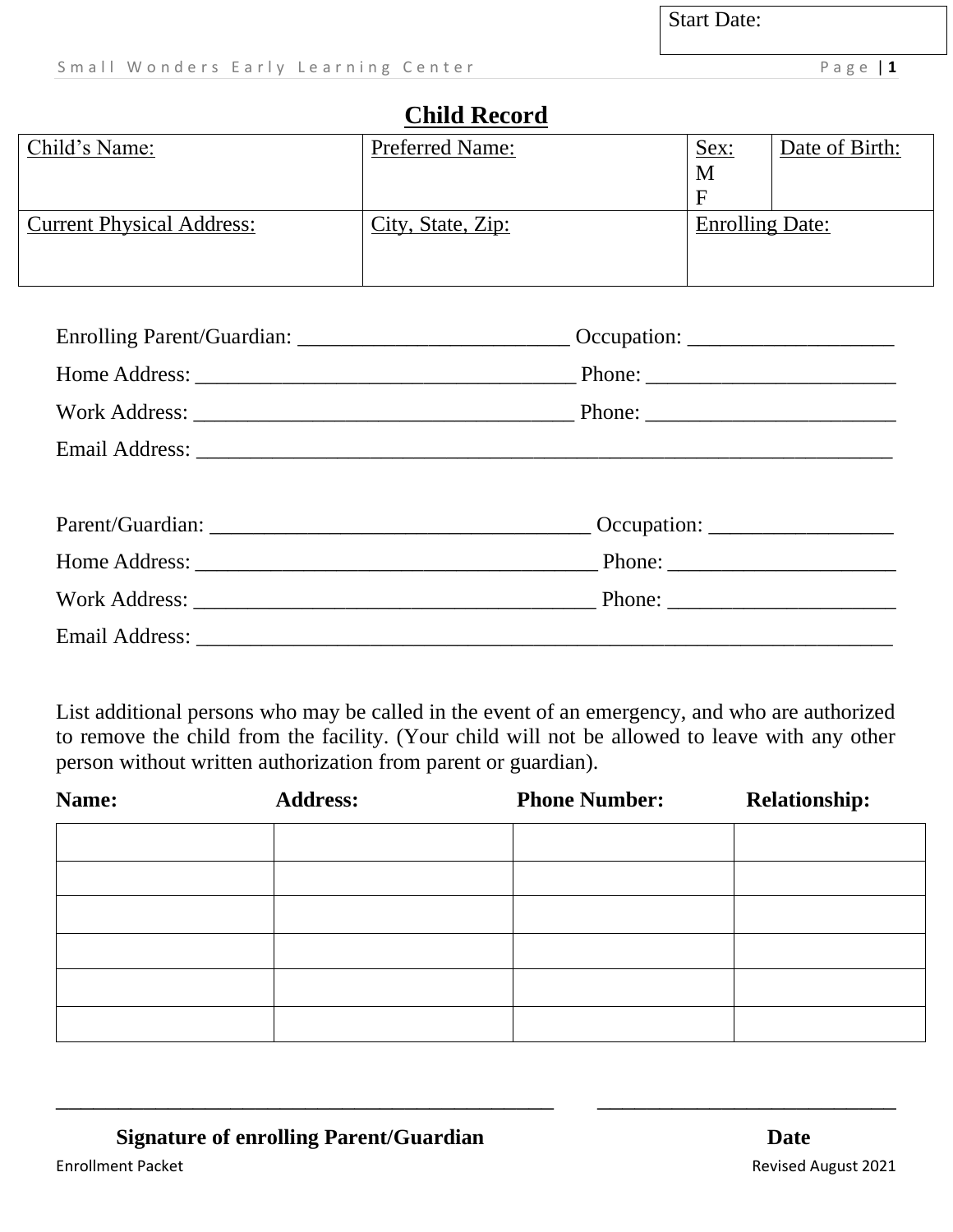Start Date:

## Child Record

| Child's Name: | Preferred Name: | Sex: M F | Date of Birth: |
| --- | --- | --- | --- |
| Current Physical Address: | City, State, Zip: | Enrolling Date: | |

Enrolling Parent/Guardian: _________________________ Occupation: ___________________

Home Address: ___________________________________ Phone: _______________________

Work Address: ___________________________________ Phone: _______________________

Email Address: _________________________________________________________________

Parent/Guardian: ___________________________________ Occupation: _________________

Home Address: _____________________________________ Phone: _____________________

Work Address: _____________________________________ Phone: _____________________

Email Address: _________________________________________________________________

List additional persons who may be called in the event of an emergency, and who are authorized to remove the child from the facility. (Your child will not be allowed to leave with any other person without written authorization from parent or guardian).

| Name: | Address: | Phone Number: | Relationship: |
| --- | --- | --- | --- |
| | | | |
| | | | |
| | | | |
| | | | |
| | | | |
| | | | |

_______________________________________________ ____________________________

**Signature of enrolling Parent/Guardian** **Date**

Enrollment Packet Revised August 2021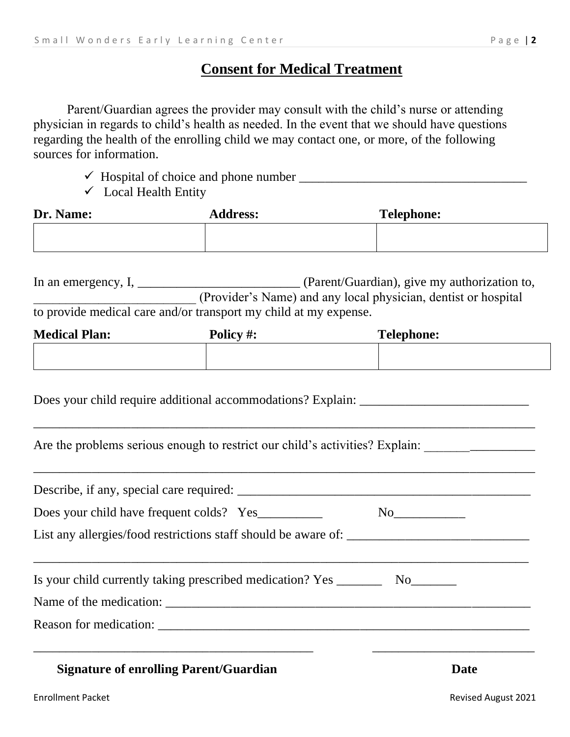# Consent for Medical Treatment

Parent/Guardian agrees the provider may consult with the child's nurse or attending physician in regards to child's health as needed. In the event that we should have questions regarding the health of the enrolling child we may contact one, or more, of the following sources for information.

- ✓ Hospital of choice and phone number ___________________________________
- ✓ Local Health Entity

| Dr. Name: | Address: | Telephone: |
|---|---|---|
| | | |

In an emergency, I, _________________________ (Parent/Guardian), give my authorization to, _________________________ (Provider's Name) and any local physician, dentist or hospital to provide medical care and/or transport my child at my expense.

| Medical Plan: | Policy #: | Telephone: |
|---|---|---|
| | | |

Does your child require additional accommodations? Explain: __________________________

_______________________________________________________________________________

Are the problems serious enough to restrict our child's activities? Explain: _________________

_______________________________________________________________________________

Describe, if any, special care required: _______________________________________________

Does your child have frequent colds? Yes__________ No___________

List any allergies/food restrictions staff should be aware of: ___________________________

_______________________________________________________________________________

Is your child currently taking prescribed medication? Yes _______ No_______

Name of the medication: ___________________________________________________________

Reason for medication: ____________________________________________________________

____________________________________________ __________________________

**Signature of enrolling Parent/Guardian** **Date**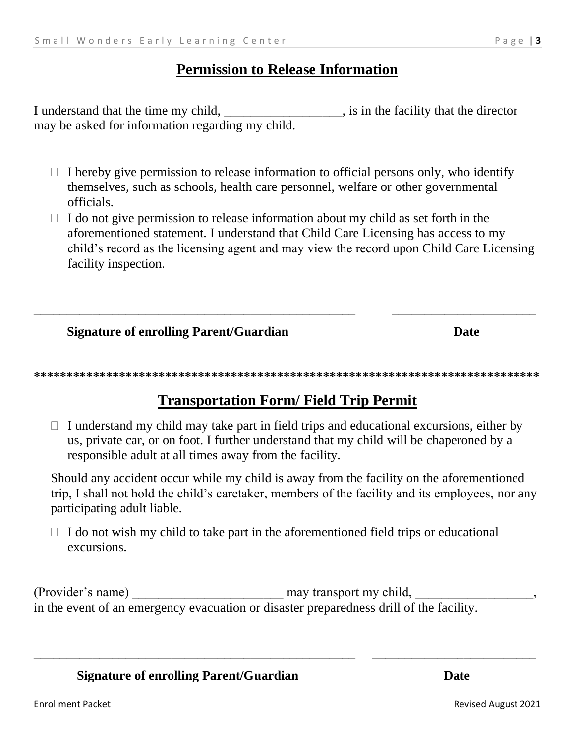# Permission to Release Information

I understand that the time my child, __________________, is in the facility that the director may be asked for information regarding my child.

- ☐ I hereby give permission to release information to official persons only, who identify themselves, such as schools, health care personnel, welfare or other governmental officials.
- ☐ I do not give permission to release information about my child as set forth in the aforementioned statement. I understand that Child Care Licensing has access to my child's record as the licensing agent and may view the record upon Child Care Licensing facility inspection.

___________________________________________________ ______________________

**Signature of enrolling Parent/Guardian** **Date**

**************************************************************************

# Transportation Form/ Field Trip Permit

- ☐ I understand my child may take part in field trips and educational excursions, either by us, private car, or on foot. I further understand that my child will be chaperoned by a responsible adult at all times away from the facility.

Should any accident occur while my child is away from the facility on the aforementioned trip, I shall not hold the child's caretaker, members of the facility and its employees, nor any participating adult liable.

- ☐ I do not wish my child to take part in the aforementioned field trips or educational excursions.

(Provider's name) _______________________ may transport my child, __________________, in the event of an emergency evacuation or disaster preparedness drill of the facility.

___________________________________________________ _________________________

**Signature of enrolling Parent/Guardian** **Date**

Enrollment Packet Revised August 2021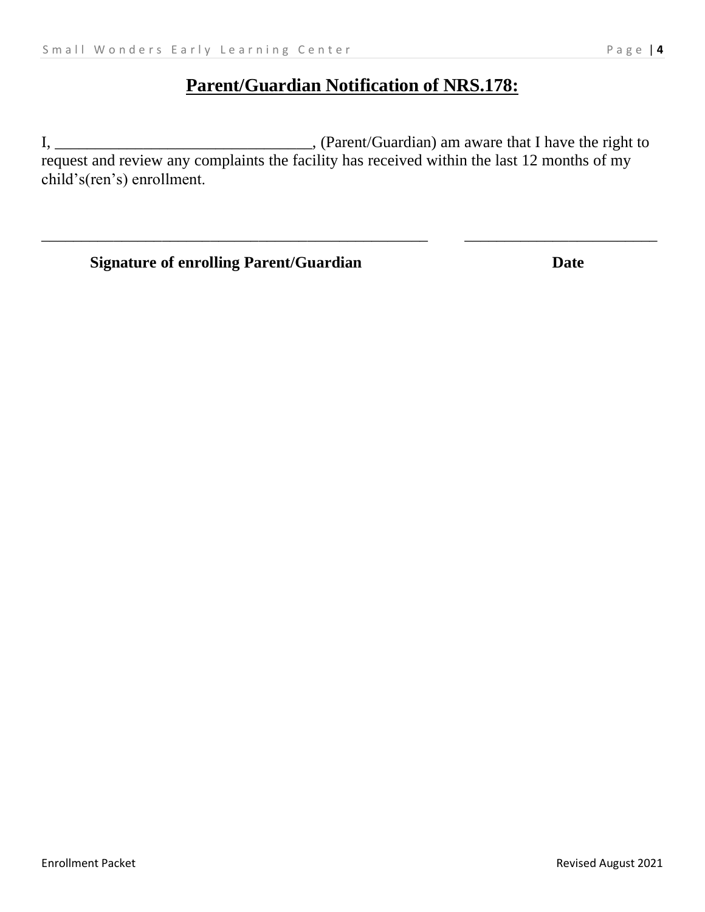## Parent/Guardian Notification of NRS.178:

I, ________________________________, (Parent/Guardian) am aware that I have the right to request and review any complaints the facility has received within the last 12 months of my child's(ren's) enrollment.

______________________________________________________ &nbsp;&nbsp;&nbsp;&nbsp; ___________________________

**Signature of enrolling Parent/Guardian** &nbsp;&nbsp;&nbsp;&nbsp; **Date**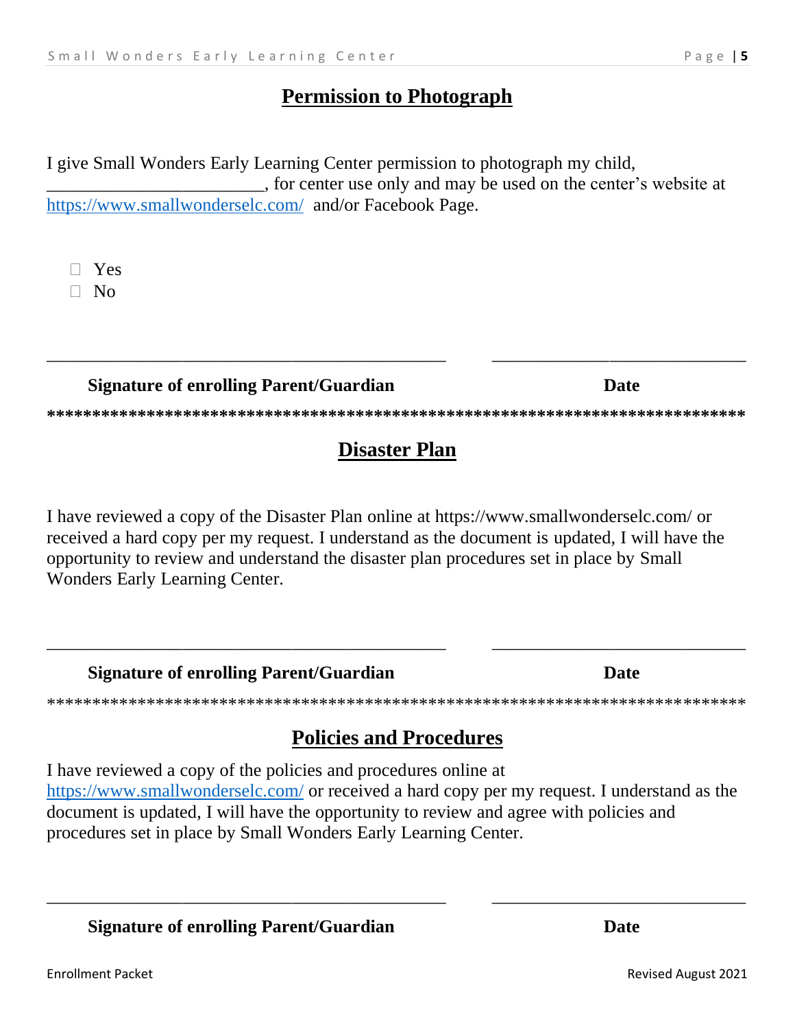## Permission to Photograph

I give Small Wonders Early Learning Center permission to photograph my child, _______________________, for center use only and may be used on the center's website at https://www.smallwonderselc.com/ and/or Facebook Page.

- ☐ Yes
- ☐ No

_____________________________________________ &nbsp;&nbsp;&nbsp;&nbsp; ____________________________

**Signature of enrolling Parent/Guardian** &nbsp;&nbsp;&nbsp;&nbsp;&nbsp;&nbsp;&nbsp;&nbsp;&nbsp;&nbsp;&nbsp;&nbsp;&nbsp;&nbsp;&nbsp;&nbsp;&nbsp;&nbsp;&nbsp;&nbsp; **Date**

**\*\*\*\*\*\*\*\*\*\*\*\*\*\*\*\*\*\*\*\*\*\*\*\*\*\*\*\*\*\*\*\*\*\*\*\*\*\*\*\*\*\*\*\*\*\*\*\*\*\*\*\*\*\*\*\*\*\*\*\*\*\*\*\*\*\*\*\*\*\*\*\*\*\*\*\***

## Disaster Plan

I have reviewed a copy of the Disaster Plan online at https://www.smallwonderselc.com/ or received a hard copy per my request. I understand as the document is updated, I will have the opportunity to review and understand the disaster plan procedures set in place by Small Wonders Early Learning Center.

_____________________________________________ &nbsp;&nbsp;&nbsp;&nbsp; ____________________________

**Signature of enrolling Parent/Guardian** &nbsp;&nbsp;&nbsp;&nbsp;&nbsp;&nbsp;&nbsp;&nbsp;&nbsp;&nbsp;&nbsp;&nbsp;&nbsp;&nbsp;&nbsp;&nbsp;&nbsp;&nbsp;&nbsp;&nbsp; **Date**

\*\*\*\*\*\*\*\*\*\*\*\*\*\*\*\*\*\*\*\*\*\*\*\*\*\*\*\*\*\*\*\*\*\*\*\*\*\*\*\*\*\*\*\*\*\*\*\*\*\*\*\*\*\*\*\*\*\*\*\*\*\*\*\*\*\*\*\*\*\*\*\*\*\*\*\*

## Policies and Procedures

I have reviewed a copy of the policies and procedures online at https://www.smallwonderselc.com/ or received a hard copy per my request. I understand as the document is updated, I will have the opportunity to review and agree with policies and procedures set in place by Small Wonders Early Learning Center.

_____________________________________________ &nbsp;&nbsp;&nbsp;&nbsp; ____________________________

**Signature of enrolling Parent/Guardian** &nbsp;&nbsp;&nbsp;&nbsp;&nbsp;&nbsp;&nbsp;&nbsp;&nbsp;&nbsp;&nbsp;&nbsp;&nbsp;&nbsp;&nbsp;&nbsp;&nbsp;&nbsp;&nbsp;&nbsp; **Date**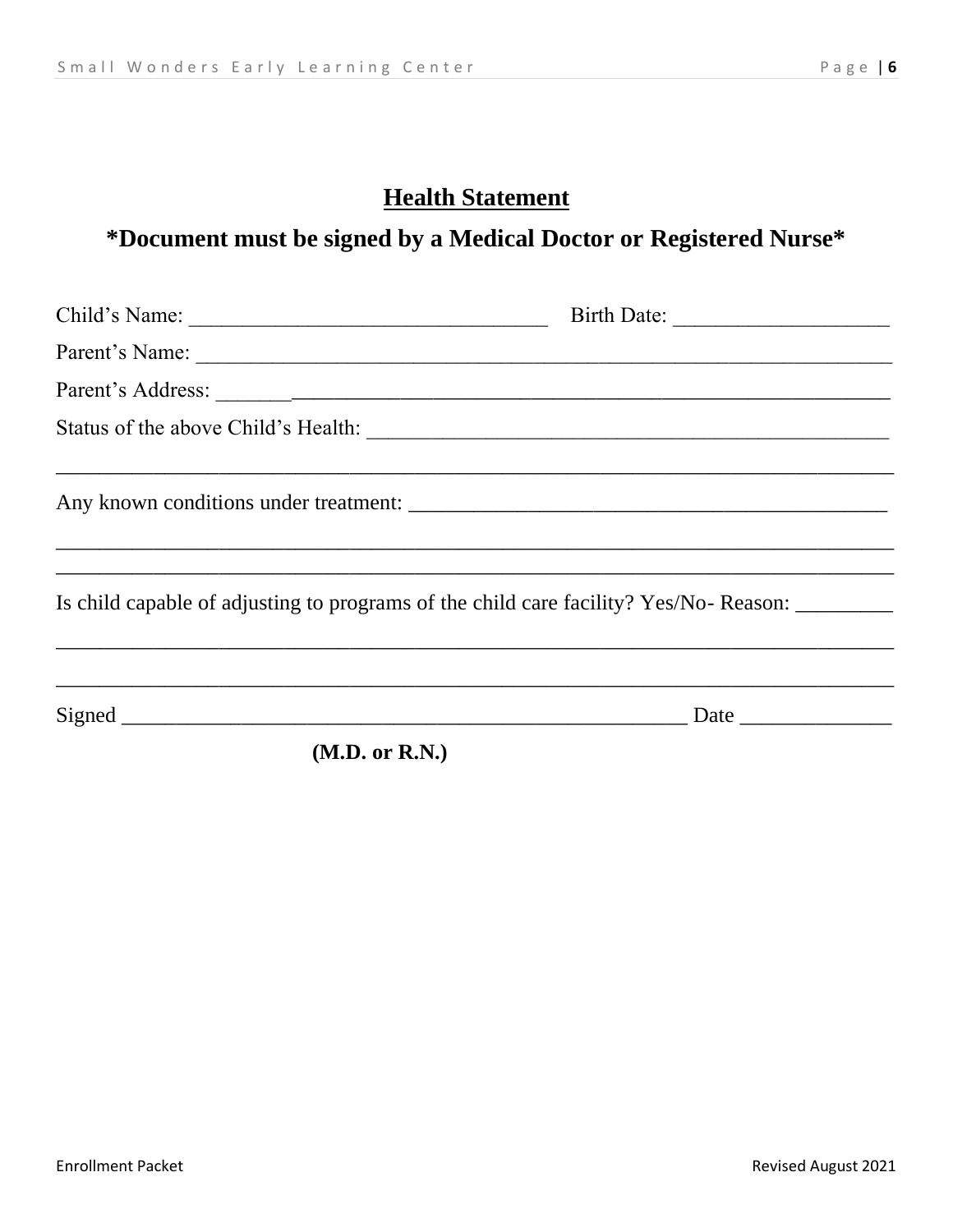## Health Statement

### *Document must be signed by a Medical Doctor or Registered Nurse*

Child's Name: ________________________________ Birth Date: ___________________

Parent's Name: ______________________________________________________________

Parent's Address: ____________________________________________________________

Status of the above Child's Health: _____________________________________________

_____________________________________________________________________________

Any known conditions under treatment: __________________________________________

_____________________________________________________________________________

_____________________________________________________________________________

Is child capable of adjusting to programs of the child care facility? Yes/No- Reason: _________

_____________________________________________________________________________

_____________________________________________________________________________

Signed __________________________________________________ Date ______________

**(M.D. or R.N.)**